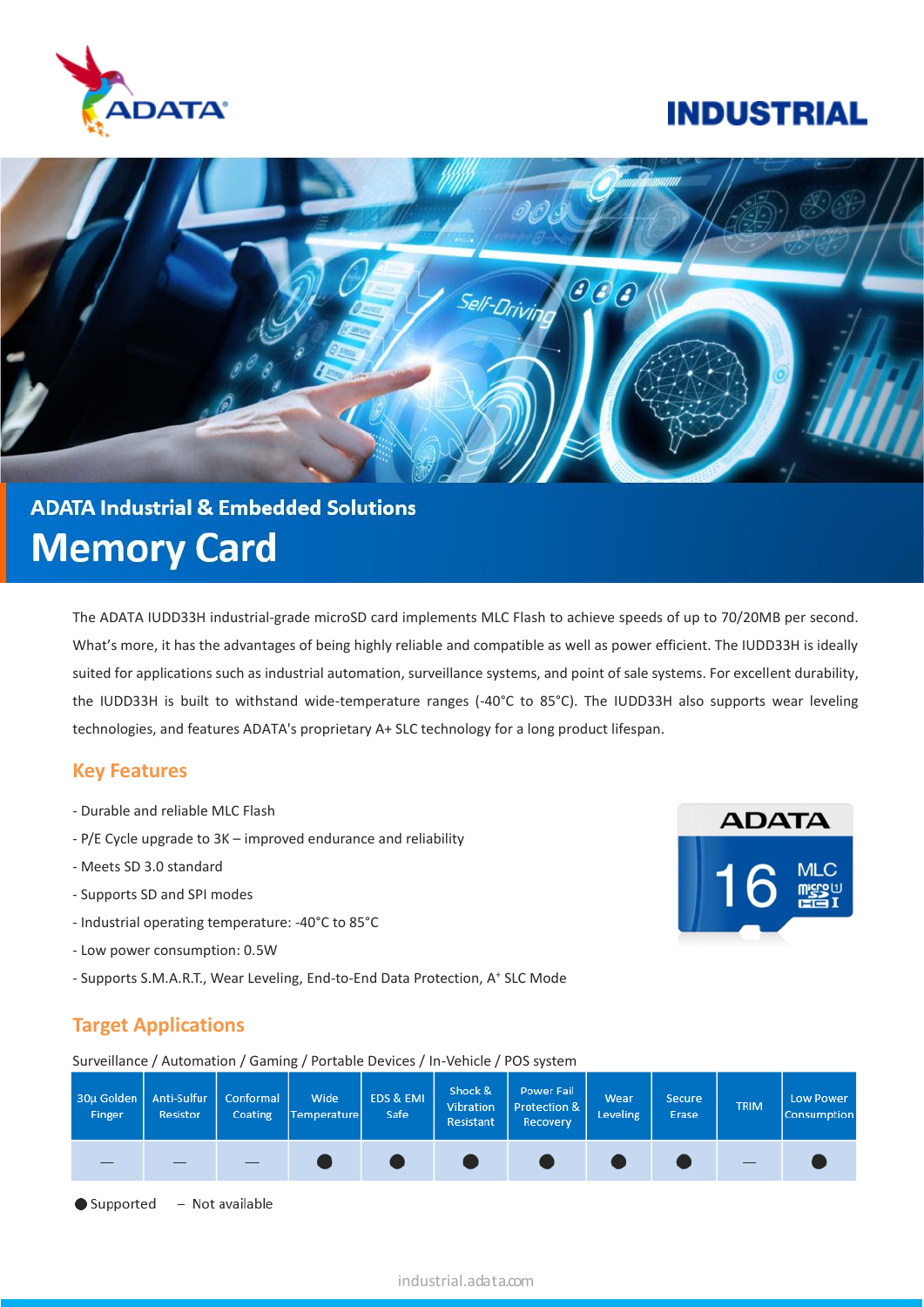ADATA

# INDUSTRIAL

## ADATA Industrial & Embedded Solutions

# Memory Card

The ADATA IUDD33H industrial-grade microSD card implements MLC Flash to achieve speeds of up to 70/20MB per second. What's more, it has the advantages of being highly reliable and compatible as well as power efficient. The IUDD33H is ideally suited for applications such as industrial automation, surveillance systems, and point of sale systems. For excellent durability, the IUDD33H is built to withstand wide-temperature ranges (-40°C to 85°C). The IUDD33H also supports wear leveling technologies, and features ADATA's proprietary A+ SLC technology for a long product lifespan.

## Key Features

- Durable and reliable MLC Flash
- P/E Cycle upgrade to 3K – improved endurance and reliability
- Meets SD 3.0 standard
- Supports SD and SPI modes
- Industrial operating temperature: -40°C to 85°C
- Low power consumption: 0.5W
- Supports S.M.A.R.T., Wear Leveling, End-to-End Data Protection, A+ SLC Mode

## Target Applications

Surveillance / Automation / Gaming / Portable Devices / In-Vehicle / POS system

| 30µ Golden Finger | Anti-Sulfur Resistor | Conformal Coating | Wide Temperature | EDS & EMI Safe | Shock & Vibration Resistant | Power Fail Protection & Recovery | Wear Leveling | Secure Erase | TRIM | Low Power Consumption |
|---|---|---|---|---|---|---|---|---|---|---|
| – | – | – | ● | ● | ● | ● | ● | ● | – | ● |

● Supported – Not available

industrial.adata.com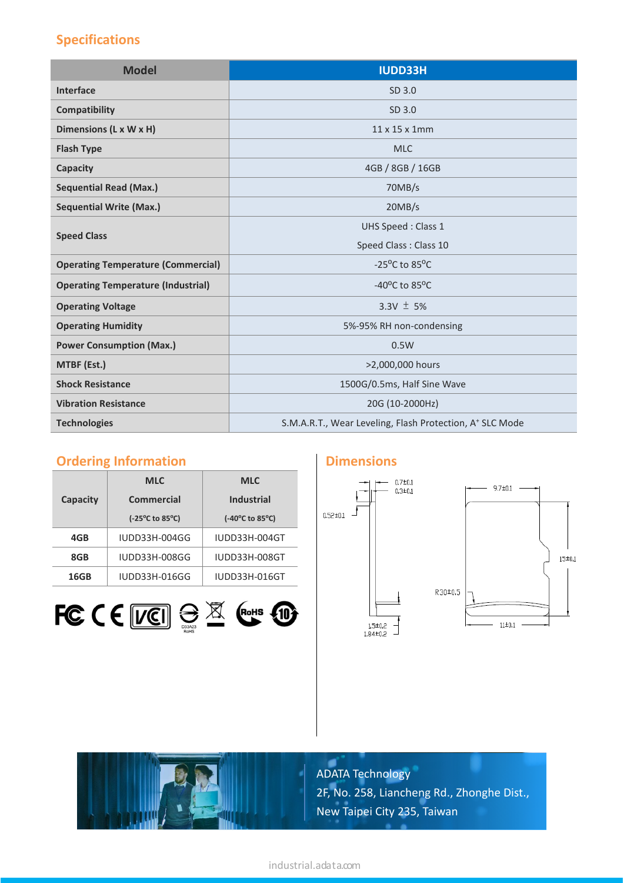## Specifications

| Model | IUDD33H |
|---|---|
| Interface | SD 3.0 |
| Compatibility | SD 3.0 |
| Dimensions (L x W x H) | 11 x 15 x 1mm |
| Flash Type | MLC |
| Capacity | 4GB / 8GB / 16GB |
| Sequential Read (Max.) | 70MB/s |
| Sequential Write (Max.) | 20MB/s |
| Speed Class | UHS Speed : Class 1<br>Speed Class : Class 10 |
| Operating Temperature (Commercial) | -25°C to 85°C |
| Operating Temperature (Industrial) | -40°C to 85°C |
| Operating Voltage | 3.3V ± 5% |
| Operating Humidity | 5%-95% RH non-condensing |
| Power Consumption (Max.) | 0.5W |
| MTBF (Est.) | >2,000,000 hours |
| Shock Resistance | 1500G/0.5ms, Half Sine Wave |
| Vibration Resistance | 20G (10-2000Hz) |
| Technologies | S.M.A.R.T., Wear Leveling, Flash Protection, A+ SLC Mode |

## Ordering Information

| Capacity | MLC Commercial (-25°C to 85°C) | MLC Industrial (-40°C to 85°C) |
|---|---|---|
| 4GB | IUDD33H-004GG | IUDD33H-004GT |
| 8GB | IUDD33H-008GG | IUDD33H-008GT |
| 16GB | IUDD33H-016GG | IUDD33H-016GT |

## Dimensions

0.7±0.1
0.3±0.1
0.52±0.1
1.5±0.2
1.84±0.2
9.7±0.1
15±0.1
R30±0.5
11±0.1

ADATA Technology
2F, No. 258, Liancheng Rd., Zhonghe Dist.,
New Taipei City 235, Taiwan

industrial.adata.com